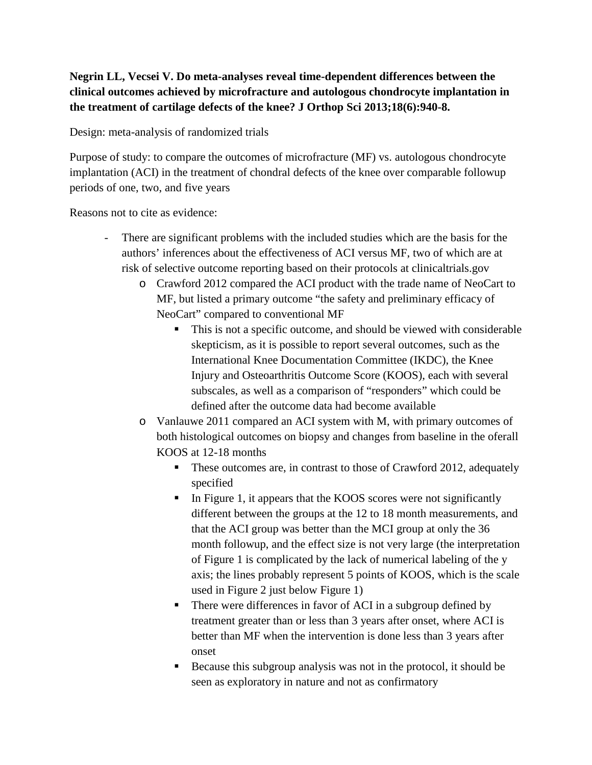**Negrin LL, Vecsei V. Do meta-analyses reveal time-dependent differences between the clinical outcomes achieved by microfracture and autologous chondrocyte implantation in the treatment of cartilage defects of the knee? J Orthop Sci 2013;18(6):940-8.**

Design: meta-analysis of randomized trials

Purpose of study: to compare the outcomes of microfracture (MF) vs. autologous chondrocyte implantation (ACI) in the treatment of chondral defects of the knee over comparable followup periods of one, two, and five years

Reasons not to cite as evidence:

- There are significant problems with the included studies which are the basis for the authors' inferences about the effectiveness of ACI versus MF, two of which are at risk of selective outcome reporting based on their protocols at clinicaltrials.gov
  - Crawford 2012 compared the ACI product with the trade name of NeoCart to MF, but listed a primary outcome "the safety and preliminary efficacy of NeoCart" compared to conventional MF
    - This is not a specific outcome, and should be viewed with considerable skepticism, as it is possible to report several outcomes, such as the International Knee Documentation Committee (IKDC), the Knee Injury and Osteoarthritis Outcome Score (KOOS), each with several subscales, as well as a comparison of "responders" which could be defined after the outcome data had become available
  - Vanlauwe 2011 compared an ACI system with M, with primary outcomes of both histological outcomes on biopsy and changes from baseline in the oferall KOOS at 12-18 months
    - These outcomes are, in contrast to those of Crawford 2012, adequately specified
    - In Figure 1, it appears that the KOOS scores were not significantly different between the groups at the 12 to 18 month measurements, and that the ACI group was better than the MCI group at only the 36 month followup, and the effect size is not very large (the interpretation of Figure 1 is complicated by the lack of numerical labeling of the y axis; the lines probably represent 5 points of KOOS, which is the scale used in Figure 2 just below Figure 1)
    - There were differences in favor of ACI in a subgroup defined by treatment greater than or less than 3 years after onset, where ACI is better than MF when the intervention is done less than 3 years after onset
    - Because this subgroup analysis was not in the protocol, it should be seen as exploratory in nature and not as confirmatory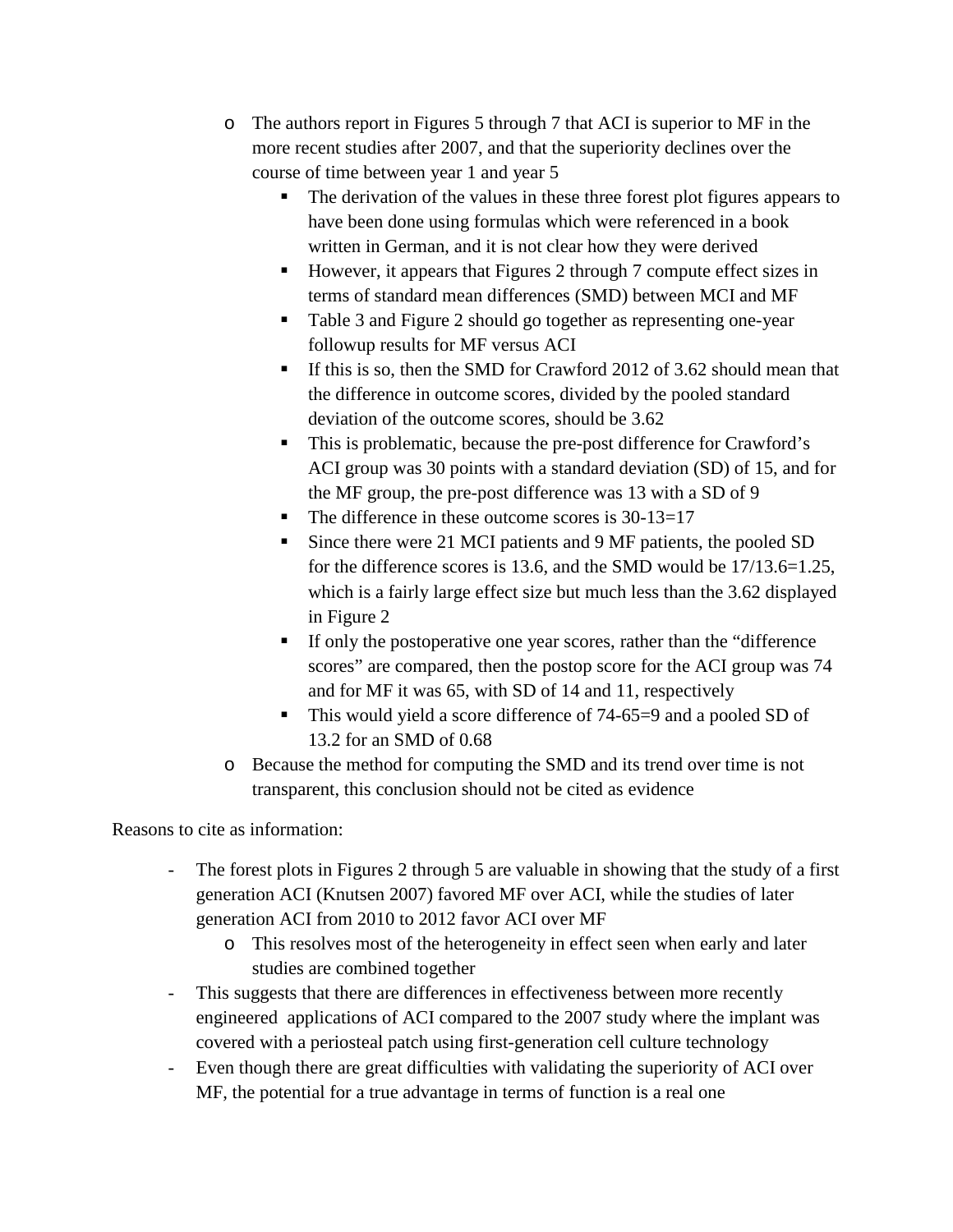- The authors report in Figures 5 through 7 that ACI is superior to MF in the more recent studies after 2007, and that the superiority declines over the course of time between year 1 and year 5
  - The derivation of the values in these three forest plot figures appears to have been done using formulas which were referenced in a book written in German, and it is not clear how they were derived
  - However, it appears that Figures 2 through 7 compute effect sizes in terms of standard mean differences (SMD) between MCI and MF
  - Table 3 and Figure 2 should go together as representing one-year followup results for MF versus ACI
  - If this is so, then the SMD for Crawford 2012 of 3.62 should mean that the difference in outcome scores, divided by the pooled standard deviation of the outcome scores, should be 3.62
  - This is problematic, because the pre-post difference for Crawford's ACI group was 30 points with a standard deviation (SD) of 15, and for the MF group, the pre-post difference was 13 with a SD of 9
  - The difference in these outcome scores is 30-13=17
  - Since there were 21 MCI patients and 9 MF patients, the pooled SD for the difference scores is 13.6, and the SMD would be 17/13.6=1.25, which is a fairly large effect size but much less than the 3.62 displayed in Figure 2
  - If only the postoperative one year scores, rather than the "difference scores" are compared, then the postop score for the ACI group was 74 and for MF it was 65, with SD of 14 and 11, respectively
  - This would yield a score difference of 74-65=9 and a pooled SD of 13.2 for an SMD of 0.68
- Because the method for computing the SMD and its trend over time is not transparent, this conclusion should not be cited as evidence

Reasons to cite as information:

- The forest plots in Figures 2 through 5 are valuable in showing that the study of a first generation ACI (Knutsen 2007) favored MF over ACI, while the studies of later generation ACI from 2010 to 2012 favor ACI over MF
  - This resolves most of the heterogeneity in effect seen when early and later studies are combined together
- This suggests that there are differences in effectiveness between more recently engineered applications of ACI compared to the 2007 study where the implant was covered with a periosteal patch using first-generation cell culture technology
- Even though there are great difficulties with validating the superiority of ACI over MF, the potential for a true advantage in terms of function is a real one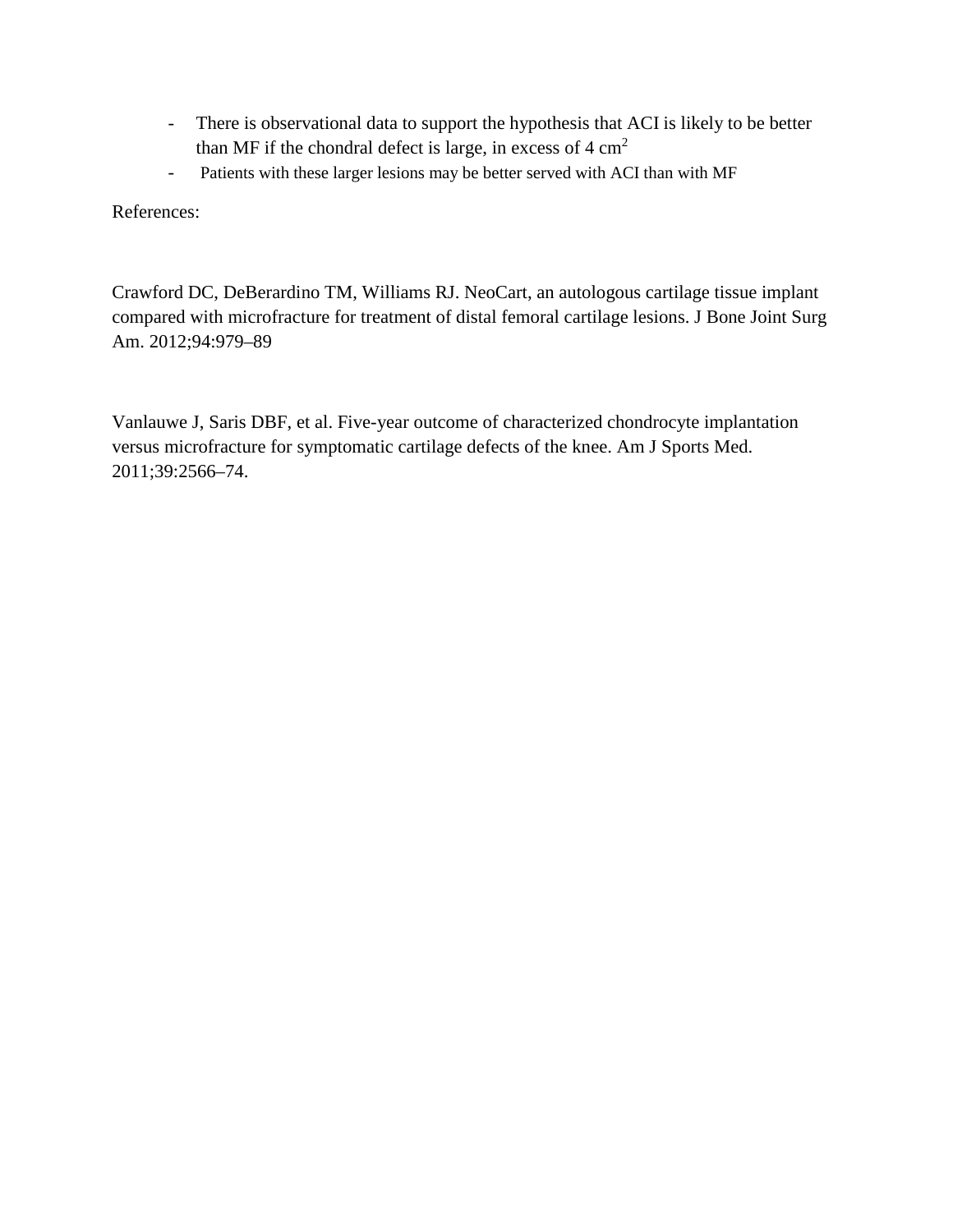- There is observational data to support the hypothesis that ACI is likely to be better than MF if the chondral defect is large, in excess of 4 $cm^2$
- Patients with these larger lesions may be better served with ACI than with MF

References:

Crawford DC, DeBerardino TM, Williams RJ. NeoCart, an autologous cartilage tissue implant compared with microfracture for treatment of distal femoral cartilage lesions. J Bone Joint Surg Am. 2012;94:979–89

Vanlauwe J, Saris DBF, et al. Five-year outcome of characterized chondrocyte implantation versus microfracture for symptomatic cartilage defects of the knee. Am J Sports Med. 2011;39:2566–74.